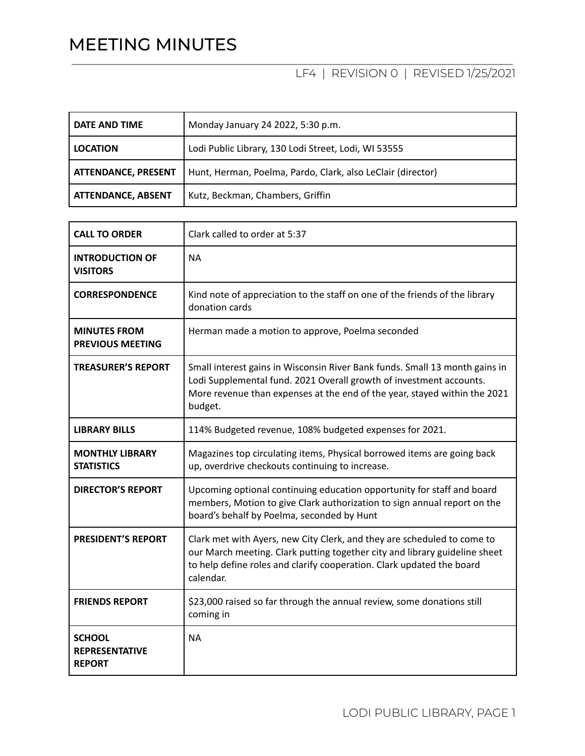# MEETING MINUTES

LF4 | REVISION 0 | REVISED 1/25/2021

| | |
|---|---|
| **DATE AND TIME** | Monday January 24 2022, 5:30 p.m. |
| **LOCATION** | Lodi Public Library, 130 Lodi Street, Lodi, WI 53555 |
| **ATTENDANCE, PRESENT** | Hunt, Herman, Poelma, Pardo, Clark, also LeClair (director) |
| **ATTENDANCE, ABSENT** | Kutz, Beckman, Chambers, Griffin |

| | |
|---|---|
| **CALL TO ORDER** | Clark called to order at 5:37 |
| **INTRODUCTION OF VISITORS** | NA |
| **CORRESPONDENCE** | Kind note of appreciation to the staff on one of the friends of the library donation cards |
| **MINUTES FROM PREVIOUS MEETING** | Herman made a motion to approve, Poelma seconded |
| **TREASURER'S REPORT** | Small interest gains in Wisconsin River Bank funds. Small 13 month gains in Lodi Supplemental fund. 2021 Overall growth of investment accounts. More revenue than expenses at the end of the year, stayed within the 2021 budget. |
| **LIBRARY BILLS** | 114% Budgeted revenue, 108% budgeted expenses for 2021. |
| **MONTHLY LIBRARY STATISTICS** | Magazines top circulating items, Physical borrowed items are going back up, overdrive checkouts continuing to increase. |
| **DIRECTOR'S REPORT** | Upcoming optional continuing education opportunity for staff and board members, Motion to give Clark authorization to sign annual report on the board's behalf by Poelma, seconded by Hunt |
| **PRESIDENT'S REPORT** | Clark met with Ayers, new City Clerk, and they are scheduled to come to our March meeting. Clark putting together city and library guideline sheet to help define roles and clarify cooperation. Clark updated the board calendar. |
| **FRIENDS REPORT** | $23,000 raised so far through the annual review, some donations still coming in |
| **SCHOOL REPRESENTATIVE REPORT** | NA |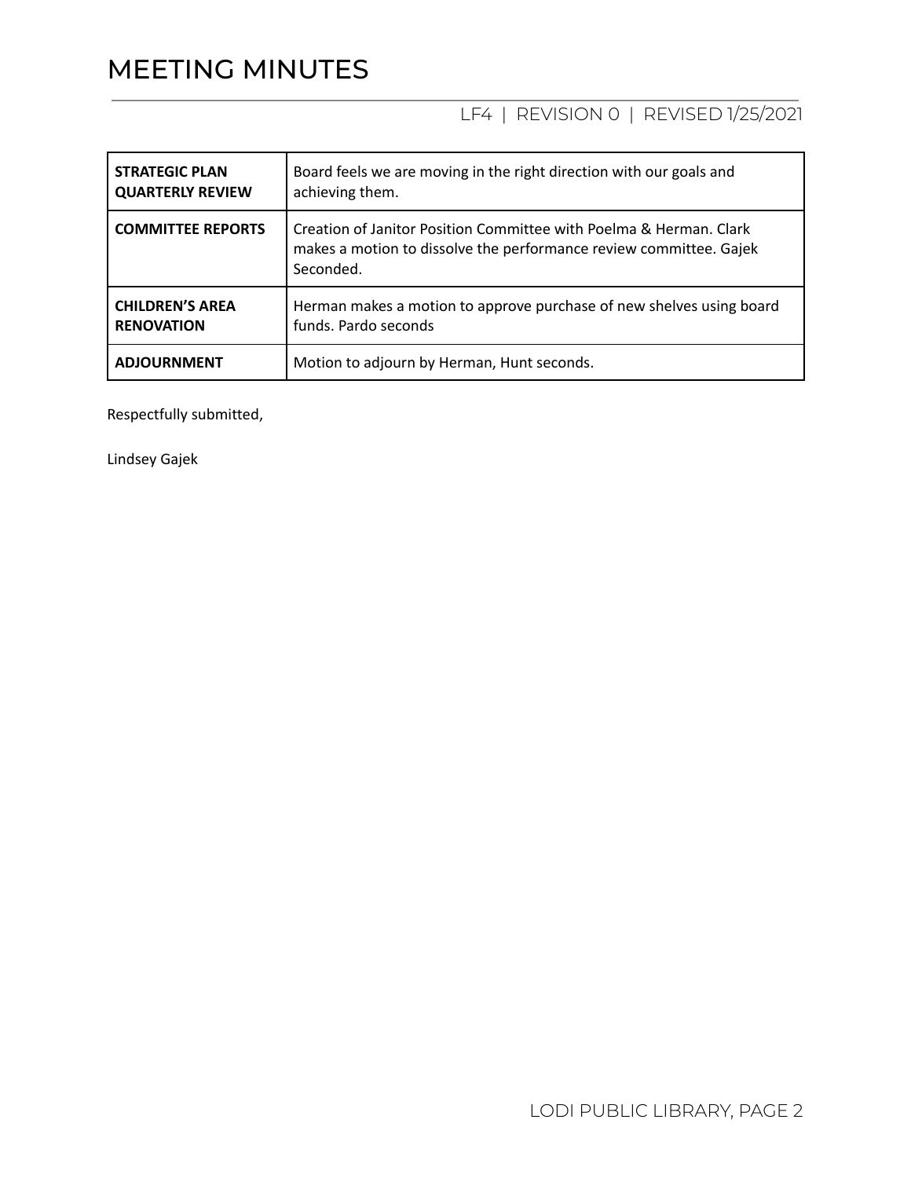| | |
|---|---|
| **STRATEGIC PLAN QUARTERLY REVIEW** | Board feels we are moving in the right direction with our goals and achieving them. |
| **COMMITTEE REPORTS** | Creation of Janitor Position Committee with Poelma & Herman. Clark makes a motion to dissolve the performance review committee. Gajek Seconded. |
| **CHILDREN'S AREA RENOVATION** | Herman makes a motion to approve purchase of new shelves using board funds. Pardo seconds |
| **ADJOURNMENT** | Motion to adjourn by Herman, Hunt seconds. |

Respectfully submitted,

Lindsey Gajek